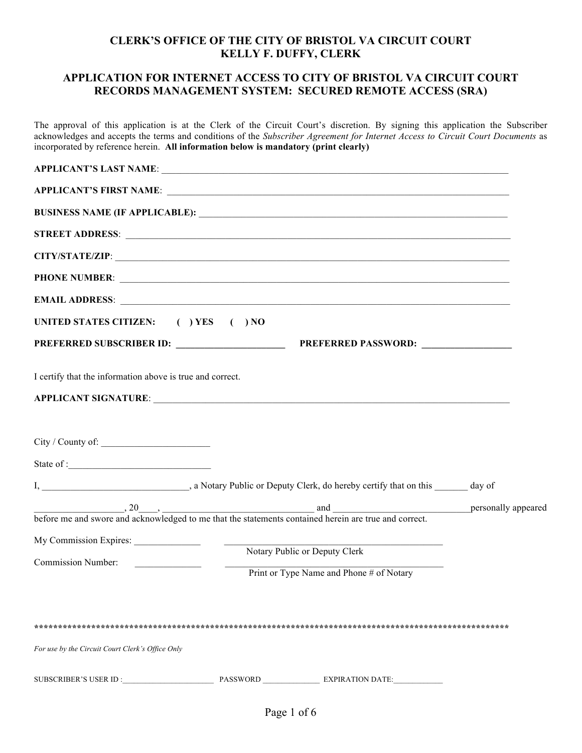# CLERK'S OFFICE OF THE CITY OF BRISTOL VA CIRCUIT COURT
# KELLY F. DUFFY, CLERK

## APPLICATION FOR INTERNET ACCESS TO CITY OF BRISTOL VA CIRCUIT COURT RECORDS MANAGEMENT SYSTEM: SECURED REMOTE ACCESS (SRA)

The approval of this application is at the Clerk of the Circuit Court's discretion. By signing this application the Subscriber acknowledges and accepts the terms and conditions of the *Subscriber Agreement for Internet Access to Circuit Court Documents* as incorporated by reference herein. **All information below is mandatory (print clearly)**

**APPLICANT'S LAST NAME**: ___________________________________________________________________________

**APPLICANT'S FIRST NAME**: __________________________________________________________________________

**BUSINESS NAME (IF APPLICABLE):** ___________________________________________________________________

**STREET ADDRESS**: ___________________________________________________________________________________

**CITY/STATE/ZIP**: ____________________________________________________________________________________

**PHONE NUMBER**: _____________________________________________________________________________________

**EMAIL ADDRESS**: _____________________________________________________________________________________

**UNITED STATES CITIZEN:** ( ) **YES** ( ) **NO**

**PREFERRED SUBSCRIBER ID:** ______________________ **PREFERRED PASSWORD:** __________________

I certify that the information above is true and correct.

**APPLICANT SIGNATURE**: ______________________________________________________________________________

City / County of: ______________________

State of :_____________________________

I, ______________________________, a Notary Public or Deputy Clerk, do hereby certify that on this _______ day of __________________, 20___, ________________________________ and ____________________________personally appeared before me and swore and acknowledged to me that the statements contained herein are true and correct.

My Commission Expires: ______________ ______________________________________________
Notary Public or Deputy Clerk

Commission Number: ______________ ______________________________________________
Print or Type Name and Phone # of Notary

****************************************************************************************************

*For use by the Circuit Court Clerk's Office Only*

SUBSCRIBER'S USER ID :______________________ PASSWORD ______________ EXPIRATION DATE:____________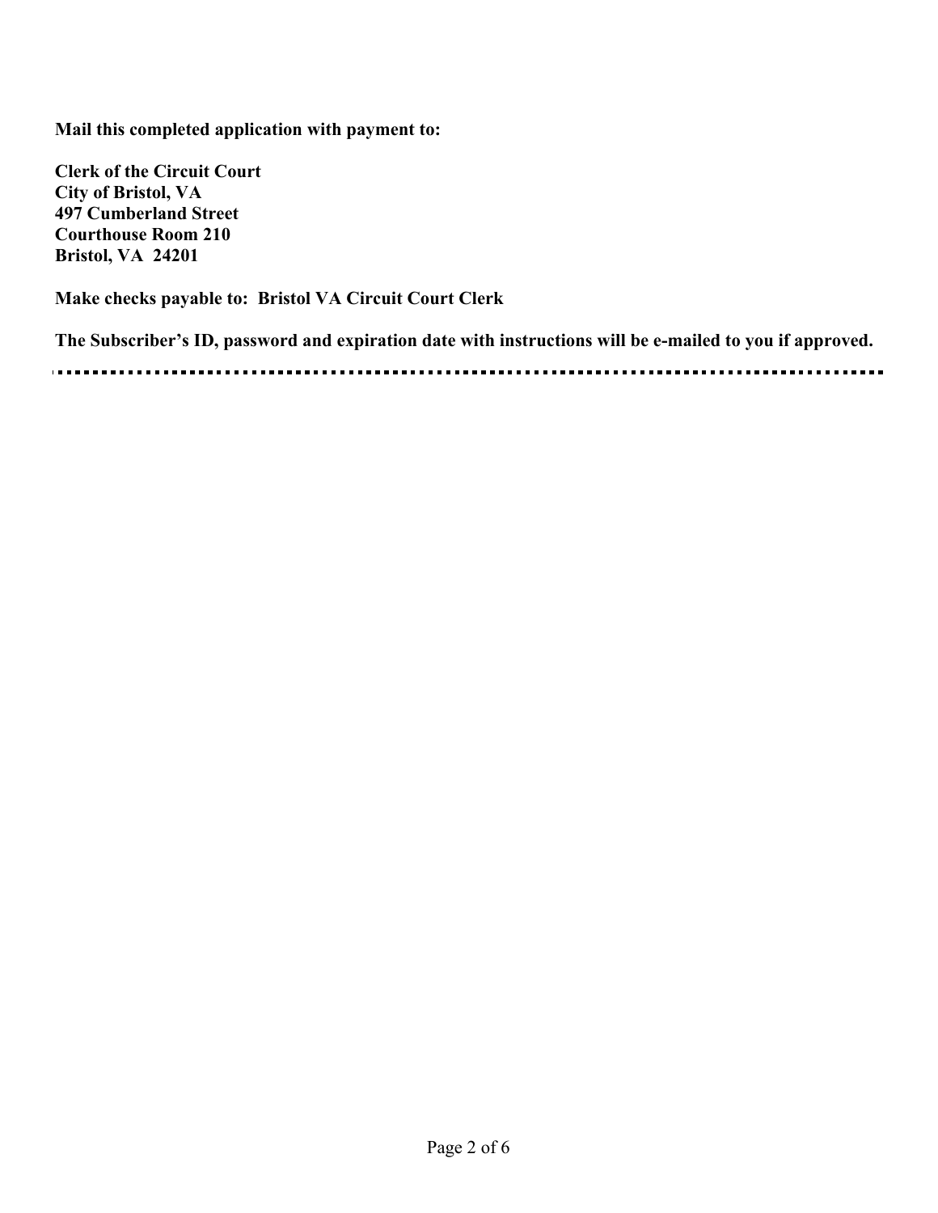**Mail this completed application with payment to:**

**Clerk of the Circuit Court**
**City of Bristol, VA**
**497 Cumberland Street**
**Courthouse Room 210**
**Bristol, VA 24201**

**Make checks payable to: Bristol VA Circuit Court Clerk**

**The Subscriber's ID, password and expiration date with instructions will be e-mailed to you if approved.**

---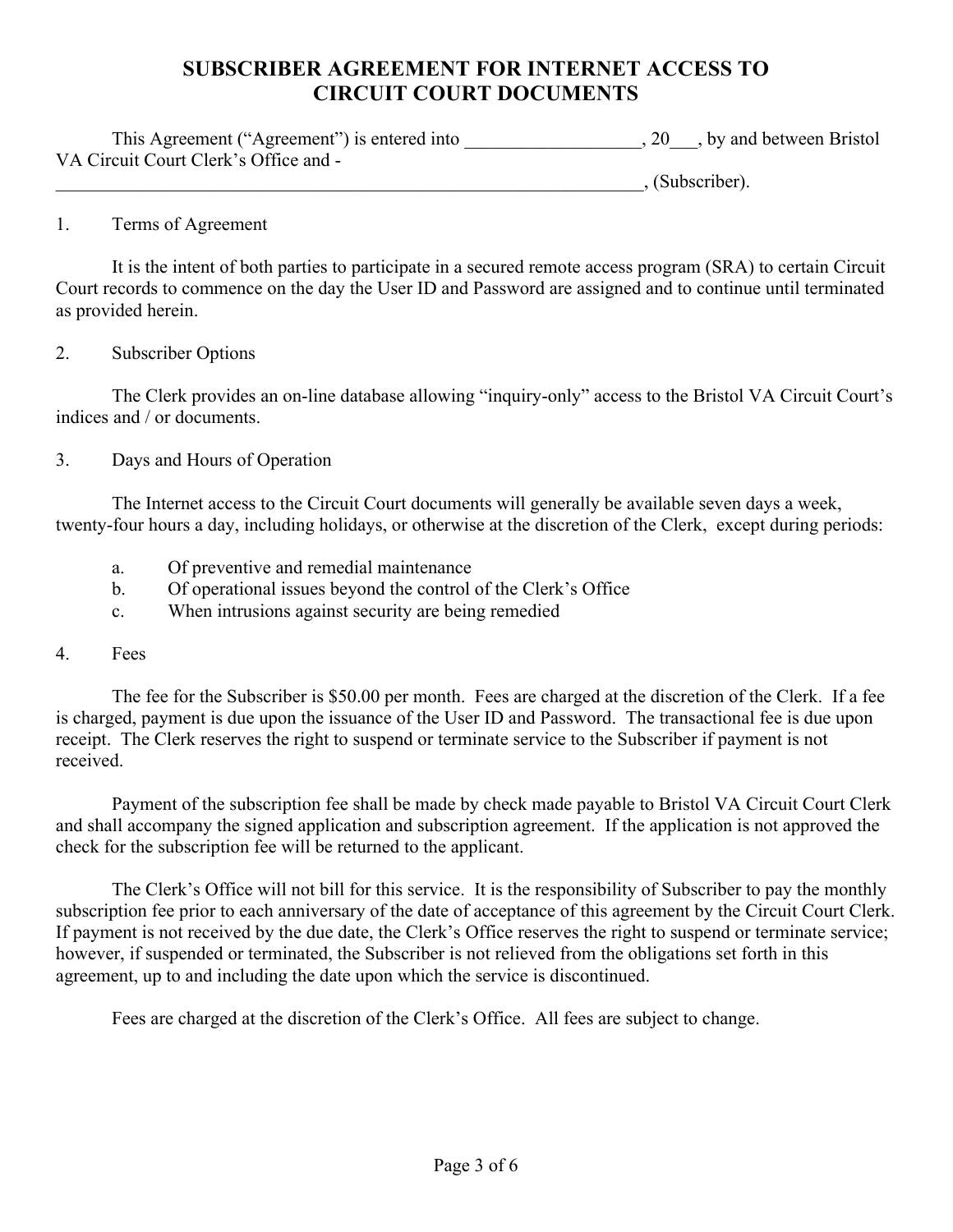# SUBSCRIBER AGREEMENT FOR INTERNET ACCESS TO CIRCUIT COURT DOCUMENTS

This Agreement ("Agreement") is entered into __________________, 20___, by and between Bristol VA Circuit Court Clerk's Office and - _________________________________________________________________, (Subscriber).

1. Terms of Agreement

It is the intent of both parties to participate in a secured remote access program (SRA) to certain Circuit Court records to commence on the day the User ID and Password are assigned and to continue until terminated as provided herein.

2. Subscriber Options

The Clerk provides an on-line database allowing "inquiry-only" access to the Bristol VA Circuit Court's indices and / or documents.

3. Days and Hours of Operation

The Internet access to the Circuit Court documents will generally be available seven days a week, twenty-four hours a day, including holidays, or otherwise at the discretion of the Clerk, except during periods:

a. Of preventive and remedial maintenance
b. Of operational issues beyond the control of the Clerk's Office
c. When intrusions against security are being remedied

4. Fees

The fee for the Subscriber is $50.00 per month. Fees are charged at the discretion of the Clerk. If a fee is charged, payment is due upon the issuance of the User ID and Password. The transactional fee is due upon receipt. The Clerk reserves the right to suspend or terminate service to the Subscriber if payment is not received.

Payment of the subscription fee shall be made by check made payable to Bristol VA Circuit Court Clerk and shall accompany the signed application and subscription agreement. If the application is not approved the check for the subscription fee will be returned to the applicant.

The Clerk's Office will not bill for this service. It is the responsibility of Subscriber to pay the monthly subscription fee prior to each anniversary of the date of acceptance of this agreement by the Circuit Court Clerk. If payment is not received by the due date, the Clerk's Office reserves the right to suspend or terminate service; however, if suspended or terminated, the Subscriber is not relieved from the obligations set forth in this agreement, up to and including the date upon which the service is discontinued.

Fees are charged at the discretion of the Clerk's Office. All fees are subject to change.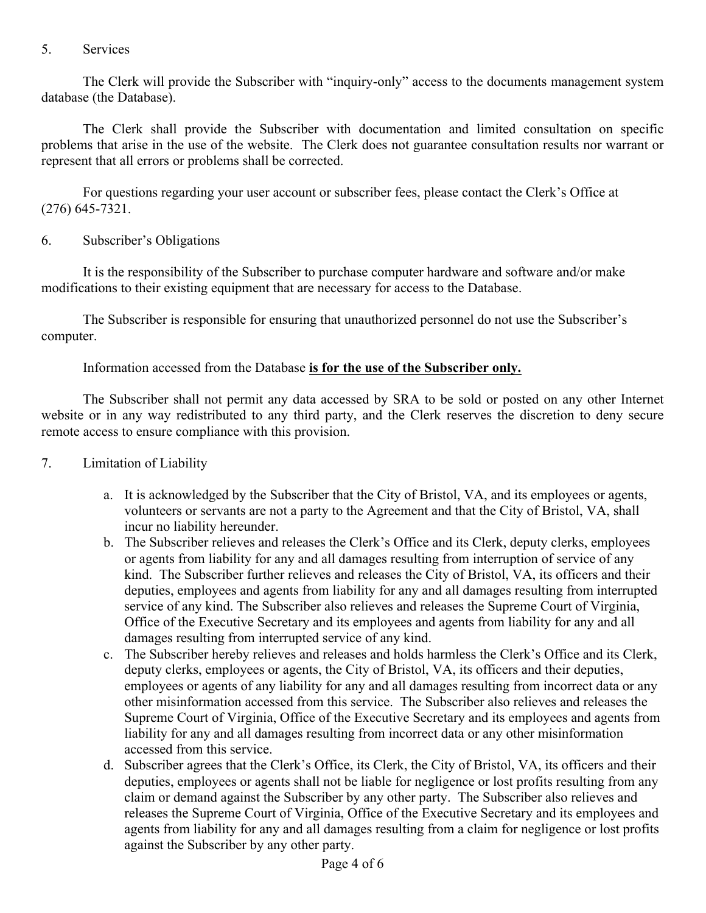5. Services

The Clerk will provide the Subscriber with "inquiry-only" access to the documents management system database (the Database).

The Clerk shall provide the Subscriber with documentation and limited consultation on specific problems that arise in the use of the website. The Clerk does not guarantee consultation results nor warrant or represent that all errors or problems shall be corrected.

For questions regarding your user account or subscriber fees, please contact the Clerk's Office at (276) 645-7321.

6. Subscriber's Obligations

It is the responsibility of the Subscriber to purchase computer hardware and software and/or make modifications to their existing equipment that are necessary for access to the Database.

The Subscriber is responsible for ensuring that unauthorized personnel do not use the Subscriber's computer.

Information accessed from the Database <u>**is for the use of the Subscriber only.**</u>

The Subscriber shall not permit any data accessed by SRA to be sold or posted on any other Internet website or in any way redistributed to any third party, and the Clerk reserves the discretion to deny secure remote access to ensure compliance with this provision.

7. Limitation of Liability

a. It is acknowledged by the Subscriber that the City of Bristol, VA, and its employees or agents, volunteers or servants are not a party to the Agreement and that the City of Bristol, VA, shall incur no liability hereunder.
b. The Subscriber relieves and releases the Clerk's Office and its Clerk, deputy clerks, employees or agents from liability for any and all damages resulting from interruption of service of any kind. The Subscriber further relieves and releases the City of Bristol, VA, its officers and their deputies, employees and agents from liability for any and all damages resulting from interrupted service of any kind. The Subscriber also relieves and releases the Supreme Court of Virginia, Office of the Executive Secretary and its employees and agents from liability for any and all damages resulting from interrupted service of any kind.
c. The Subscriber hereby relieves and releases and holds harmless the Clerk's Office and its Clerk, deputy clerks, employees or agents, the City of Bristol, VA, its officers and their deputies, employees or agents of any liability for any and all damages resulting from incorrect data or any other misinformation accessed from this service. The Subscriber also relieves and releases the Supreme Court of Virginia, Office of the Executive Secretary and its employees and agents from liability for any and all damages resulting from incorrect data or any other misinformation accessed from this service.
d. Subscriber agrees that the Clerk's Office, its Clerk, the City of Bristol, VA, its officers and their deputies, employees or agents shall not be liable for negligence or lost profits resulting from any claim or demand against the Subscriber by any other party. The Subscriber also relieves and releases the Supreme Court of Virginia, Office of the Executive Secretary and its employees and agents from liability for any and all damages resulting from a claim for negligence or lost profits against the Subscriber by any other party.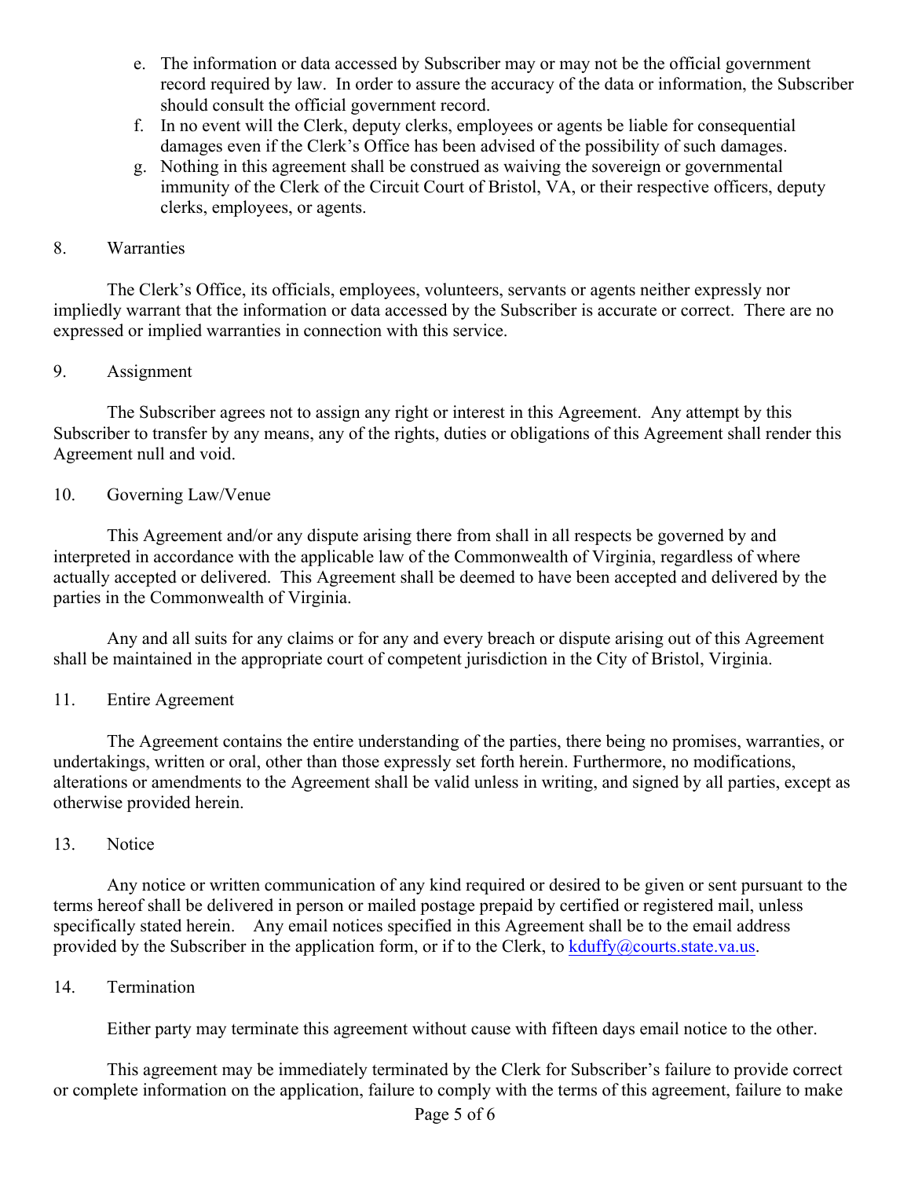e. The information or data accessed by Subscriber may or may not be the official government record required by law. In order to assure the accuracy of the data or information, the Subscriber should consult the official government record.
f. In no event will the Clerk, deputy clerks, employees or agents be liable for consequential damages even if the Clerk's Office has been advised of the possibility of such damages.
g. Nothing in this agreement shall be construed as waiving the sovereign or governmental immunity of the Clerk of the Circuit Court of Bristol, VA, or their respective officers, deputy clerks, employees, or agents.

8. Warranties

The Clerk's Office, its officials, employees, volunteers, servants or agents neither expressly nor impliedly warrant that the information or data accessed by the Subscriber is accurate or correct. There are no expressed or implied warranties in connection with this service.

9. Assignment

The Subscriber agrees not to assign any right or interest in this Agreement. Any attempt by this Subscriber to transfer by any means, any of the rights, duties or obligations of this Agreement shall render this Agreement null and void.

10. Governing Law/Venue

This Agreement and/or any dispute arising there from shall in all respects be governed by and interpreted in accordance with the applicable law of the Commonwealth of Virginia, regardless of where actually accepted or delivered. This Agreement shall be deemed to have been accepted and delivered by the parties in the Commonwealth of Virginia.

Any and all suits for any claims or for any and every breach or dispute arising out of this Agreement shall be maintained in the appropriate court of competent jurisdiction in the City of Bristol, Virginia.

11. Entire Agreement

The Agreement contains the entire understanding of the parties, there being no promises, warranties, or undertakings, written or oral, other than those expressly set forth herein. Furthermore, no modifications, alterations or amendments to the Agreement shall be valid unless in writing, and signed by all parties, except as otherwise provided herein.

13. Notice

Any notice or written communication of any kind required or desired to be given or sent pursuant to the terms hereof shall be delivered in person or mailed postage prepaid by certified or registered mail, unless specifically stated herein. Any email notices specified in this Agreement shall be to the email address provided by the Subscriber in the application form, or if to the Clerk, to kduffy@courts.state.va.us.

14. Termination

Either party may terminate this agreement without cause with fifteen days email notice to the other.

This agreement may be immediately terminated by the Clerk for Subscriber's failure to provide correct or complete information on the application, failure to comply with the terms of this agreement, failure to make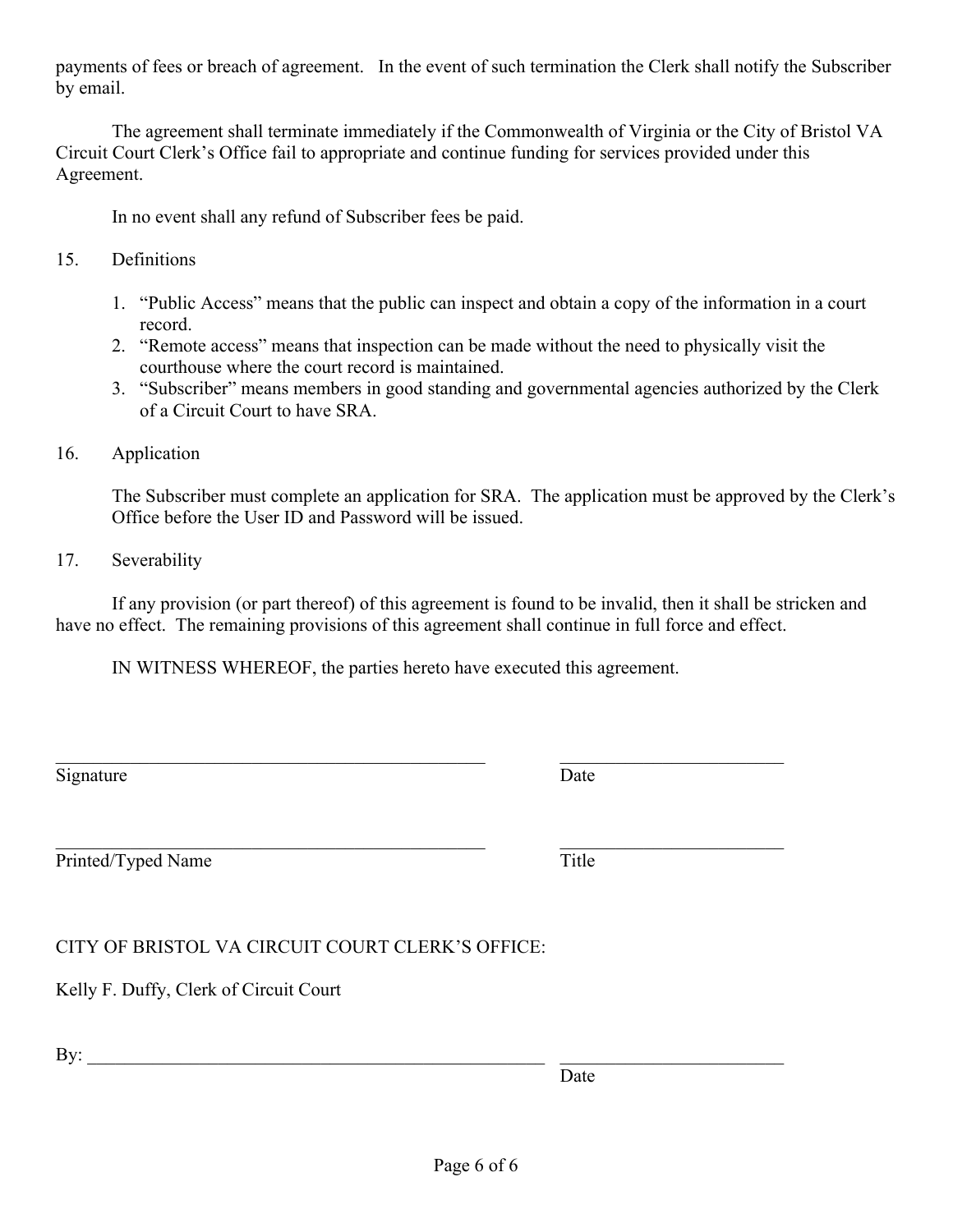payments of fees or breach of agreement. In the event of such termination the Clerk shall notify the Subscriber by email.

The agreement shall terminate immediately if the Commonwealth of Virginia or the City of Bristol VA Circuit Court Clerk's Office fail to appropriate and continue funding for services provided under this Agreement.

In no event shall any refund of Subscriber fees be paid.

15. Definitions

1. "Public Access" means that the public can inspect and obtain a copy of the information in a court record.
2. "Remote access" means that inspection can be made without the need to physically visit the courthouse where the court record is maintained.
3. "Subscriber" means members in good standing and governmental agencies authorized by the Clerk of a Circuit Court to have SRA.

16. Application

The Subscriber must complete an application for SRA. The application must be approved by the Clerk's Office before the User ID and Password will be issued.

17. Severability

If any provision (or part thereof) of this agreement is found to be invalid, then it shall be stricken and have no effect. The remaining provisions of this agreement shall continue in full force and effect.

IN WITNESS WHEREOF, the parties hereto have executed this agreement.

_______________________________________________ _________________________

Signature Date

_______________________________________________ _________________________

Printed/Typed Name Title

CITY OF BRISTOL VA CIRCUIT COURT CLERK'S OFFICE:

Kelly F. Duffy, Clerk of Circuit Court

By: _______________________________________________ _________________________

Date